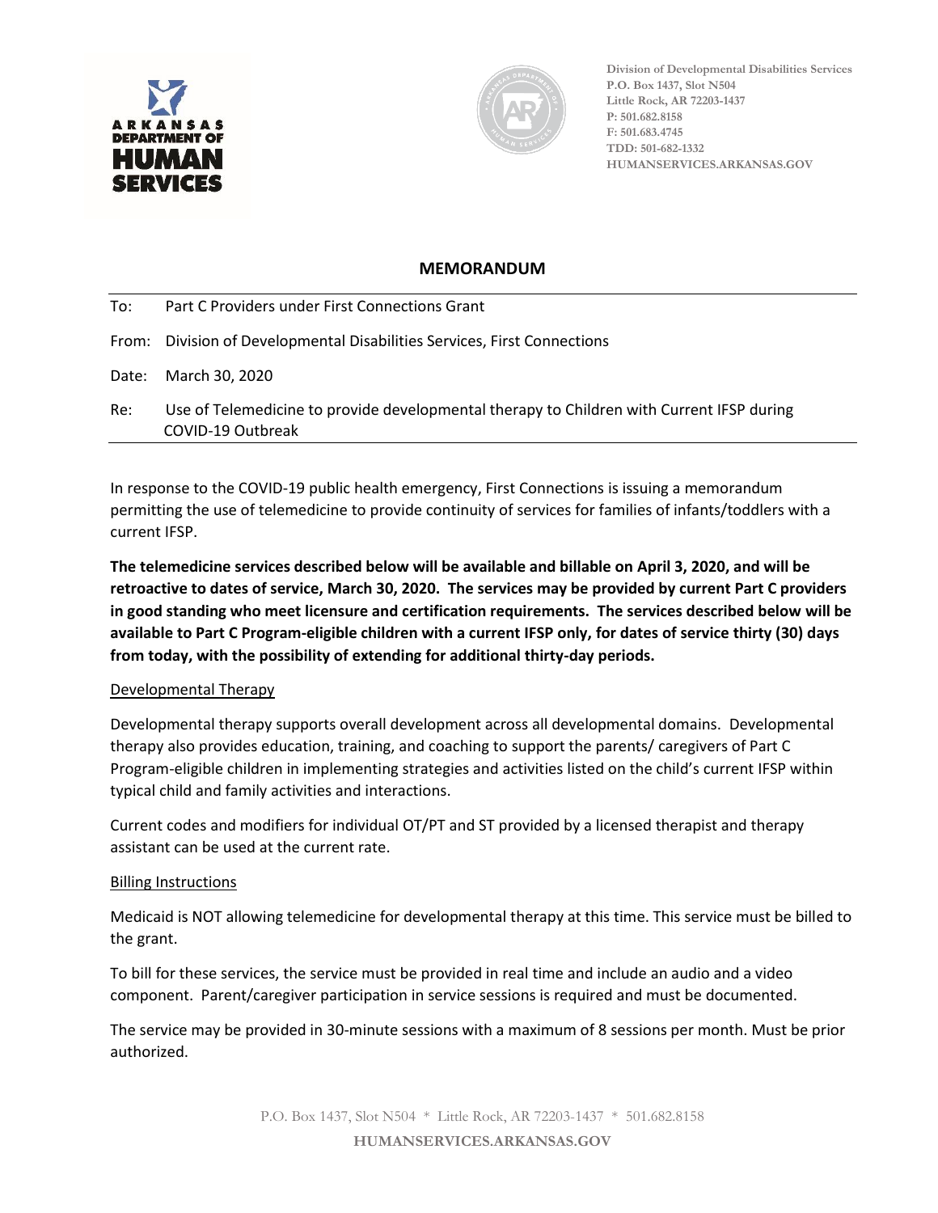Division of Developmental Disabilities Services
P.O. Box 1437, Slot N504
Little Rock, AR 72203-1437
P: 501.682.8158
F: 501.683.4745
TDD: 501-682-1332
HUMANSERVICES.ARKANSAS.GOV

# MEMORANDUM

To: Part C Providers under First Connections Grant

From: Division of Developmental Disabilities Services, First Connections

Date: March 30, 2020

Re: Use of Telemedicine to provide developmental therapy to Children with Current IFSP during COVID-19 Outbreak

In response to the COVID-19 public health emergency, First Connections is issuing a memorandum permitting the use of telemedicine to provide continuity of services for families of infants/toddlers with a current IFSP.

**The telemedicine services described below will be available and billable on April 3, 2020, and will be retroactive to dates of service, March 30, 2020. The services may be provided by current Part C providers in good standing who meet licensure and certification requirements. The services described below will be available to Part C Program-eligible children with a current IFSP only, for dates of service thirty (30) days from today, with the possibility of extending for additional thirty-day periods.**

## Developmental Therapy

Developmental therapy supports overall development across all developmental domains. Developmental therapy also provides education, training, and coaching to support the parents/ caregivers of Part C Program-eligible children in implementing strategies and activities listed on the child's current IFSP within typical child and family activities and interactions.

Current codes and modifiers for individual OT/PT and ST provided by a licensed therapist and therapy assistant can be used at the current rate.

## Billing Instructions

Medicaid is NOT allowing telemedicine for developmental therapy at this time. This service must be billed to the grant.

To bill for these services, the service must be provided in real time and include an audio and a video component. Parent/caregiver participation in service sessions is required and must be documented.

The service may be provided in 30-minute sessions with a maximum of 8 sessions per month. Must be prior authorized.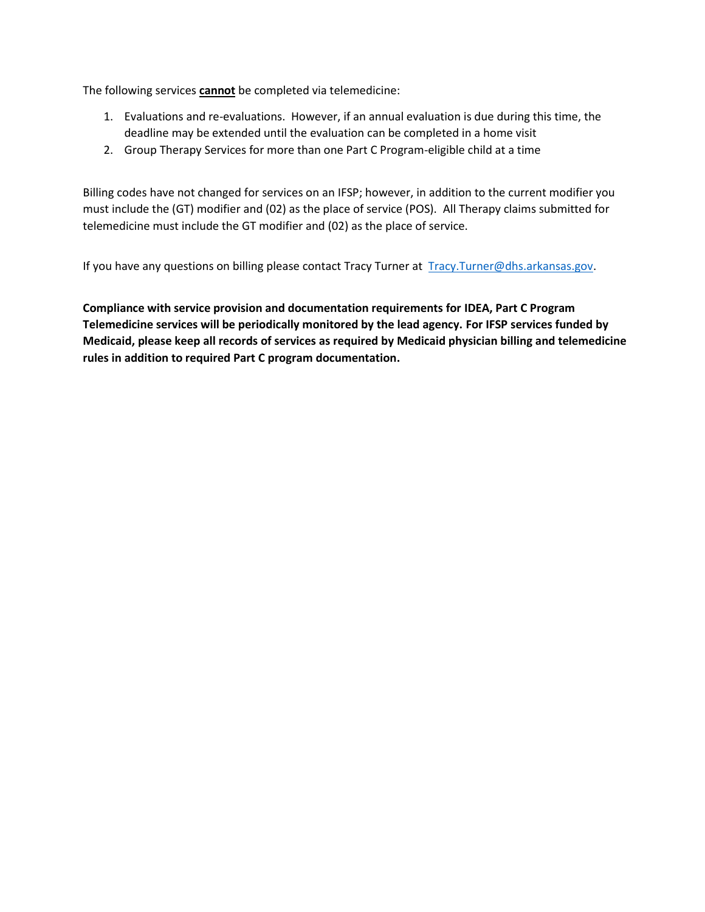The following services **cannot** be completed via telemedicine:

1. Evaluations and re-evaluations. However, if an annual evaluation is due during this time, the deadline may be extended until the evaluation can be completed in a home visit
2. Group Therapy Services for more than one Part C Program-eligible child at a time

Billing codes have not changed for services on an IFSP; however, in addition to the current modifier you must include the (GT) modifier and (02) as the place of service (POS). All Therapy claims submitted for telemedicine must include the GT modifier and (02) as the place of service.

If you have any questions on billing please contact Tracy Turner at [Tracy.Turner@dhs.arkansas.gov](mailto:Tracy.Turner@dhs.arkansas.gov).

**Compliance with service provision and documentation requirements for IDEA, Part C Program Telemedicine services will be periodically monitored by the lead agency. For IFSP services funded by Medicaid, please keep all records of services as required by Medicaid physician billing and telemedicine rules in addition to required Part C program documentation.**